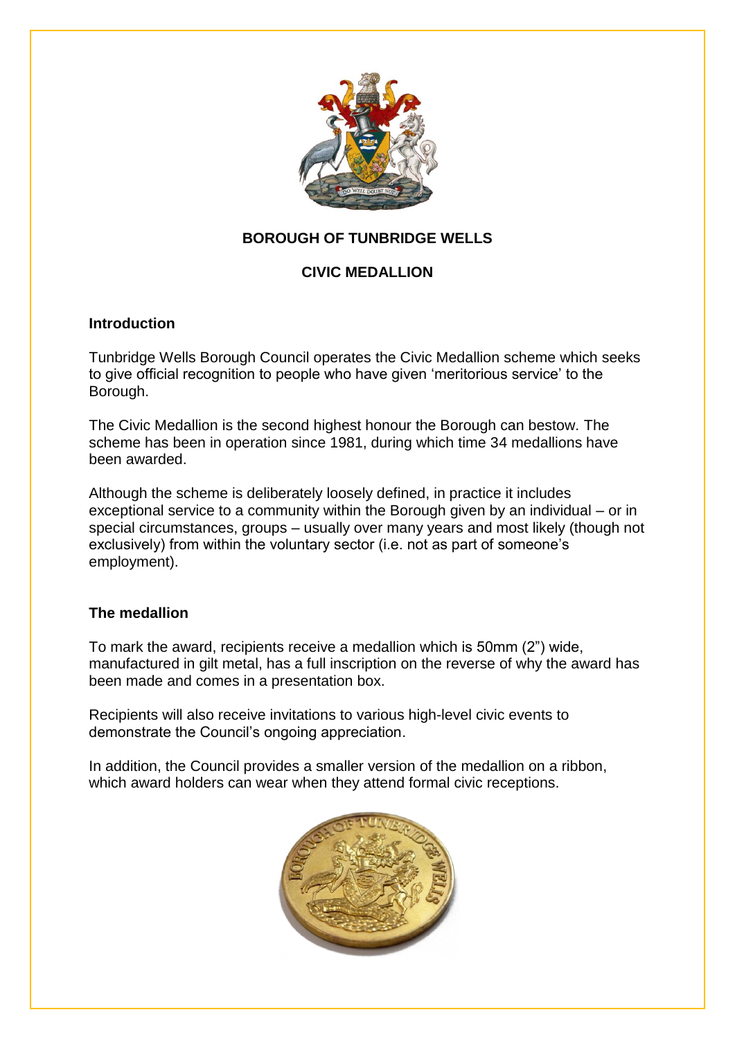**BOROUGH OF TUNBRIDGE WELLS**

**CIVIC MEDALLION**

## Introduction

Tunbridge Wells Borough Council operates the Civic Medallion scheme which seeks to give official recognition to people who have given 'meritorious service' to the Borough.

The Civic Medallion is the second highest honour the Borough can bestow. The scheme has been in operation since 1981, during which time 34 medallions have been awarded.

Although the scheme is deliberately loosely defined, in practice it includes exceptional service to a community within the Borough given by an individual – or in special circumstances, groups – usually over many years and most likely (though not exclusively) from within the voluntary sector (i.e. not as part of someone's employment).

## The medallion

To mark the award, recipients receive a medallion which is 50mm (2") wide, manufactured in gilt metal, has a full inscription on the reverse of why the award has been made and comes in a presentation box.

Recipients will also receive invitations to various high-level civic events to demonstrate the Council's ongoing appreciation.

In addition, the Council provides a smaller version of the medallion on a ribbon, which award holders can wear when they attend formal civic receptions.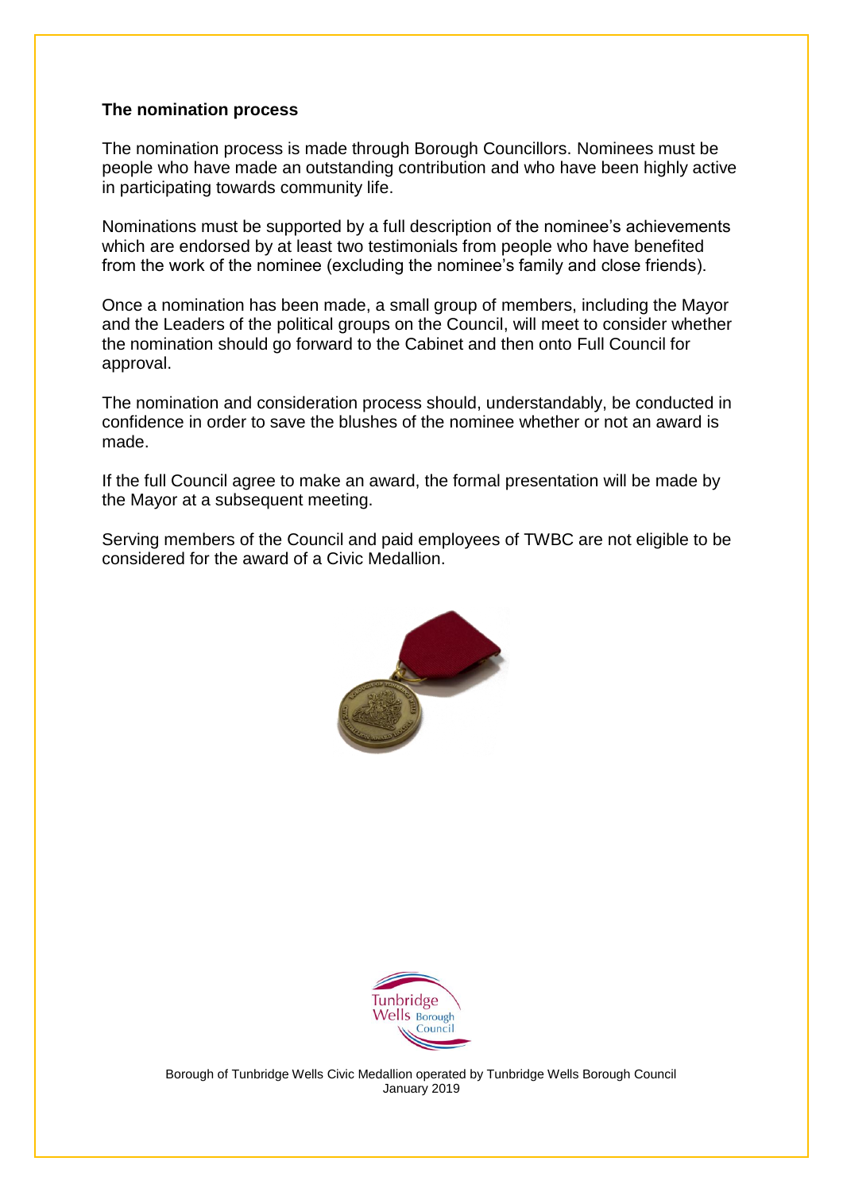**The nomination process**

The nomination process is made through Borough Councillors. Nominees must be people who have made an outstanding contribution and who have been highly active in participating towards community life.

Nominations must be supported by a full description of the nominee's achievements which are endorsed by at least two testimonials from people who have benefited from the work of the nominee (excluding the nominee's family and close friends).

Once a nomination has been made, a small group of members, including the Mayor and the Leaders of the political groups on the Council, will meet to consider whether the nomination should go forward to the Cabinet and then onto Full Council for approval.

The nomination and consideration process should, understandably, be conducted in confidence in order to save the blushes of the nominee whether or not an award is made.

If the full Council agree to make an award, the formal presentation will be made by the Mayor at a subsequent meeting.

Serving members of the Council and paid employees of TWBC are not eligible to be considered for the award of a Civic Medallion.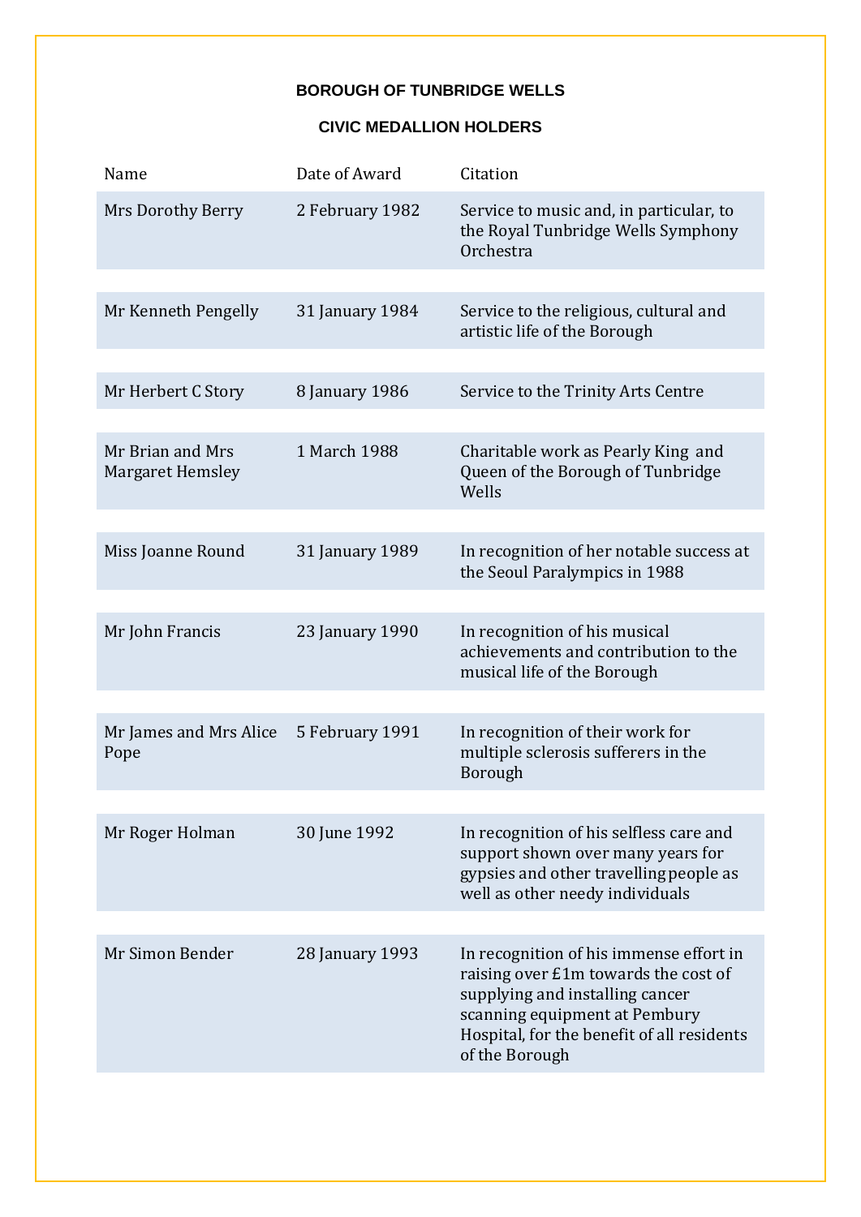# BOROUGH OF TUNBRIDGE WELLS

## CIVIC MEDALLION HOLDERS

| Name | Date of Award | Citation |
| --- | --- | --- |
| Mrs Dorothy Berry | 2 February 1982 | Service to music and, in particular, to the Royal Tunbridge Wells Symphony Orchestra |
| Mr Kenneth Pengelly | 31 January 1984 | Service to the religious, cultural and artistic life of the Borough |
| Mr Herbert C Story | 8 January 1986 | Service to the Trinity Arts Centre |
| Mr Brian and Mrs Margaret Hemsley | 1 March 1988 | Charitable work as Pearly King and Queen of the Borough of Tunbridge Wells |
| Miss Joanne Round | 31 January 1989 | In recognition of her notable success at the Seoul Paralympics in 1988 |
| Mr John Francis | 23 January 1990 | In recognition of his musical achievements and contribution to the musical life of the Borough |
| Mr James and Mrs Alice Pope | 5 February 1991 | In recognition of their work for multiple sclerosis sufferers in the Borough |
| Mr Roger Holman | 30 June 1992 | In recognition of his selfless care and support shown over many years for gypsies and other travelling people as well as other needy individuals |
| Mr Simon Bender | 28 January 1993 | In recognition of his immense effort in raising over £1m towards the cost of supplying and installing cancer scanning equipment at Pembury Hospital, for the benefit of all residents of the Borough |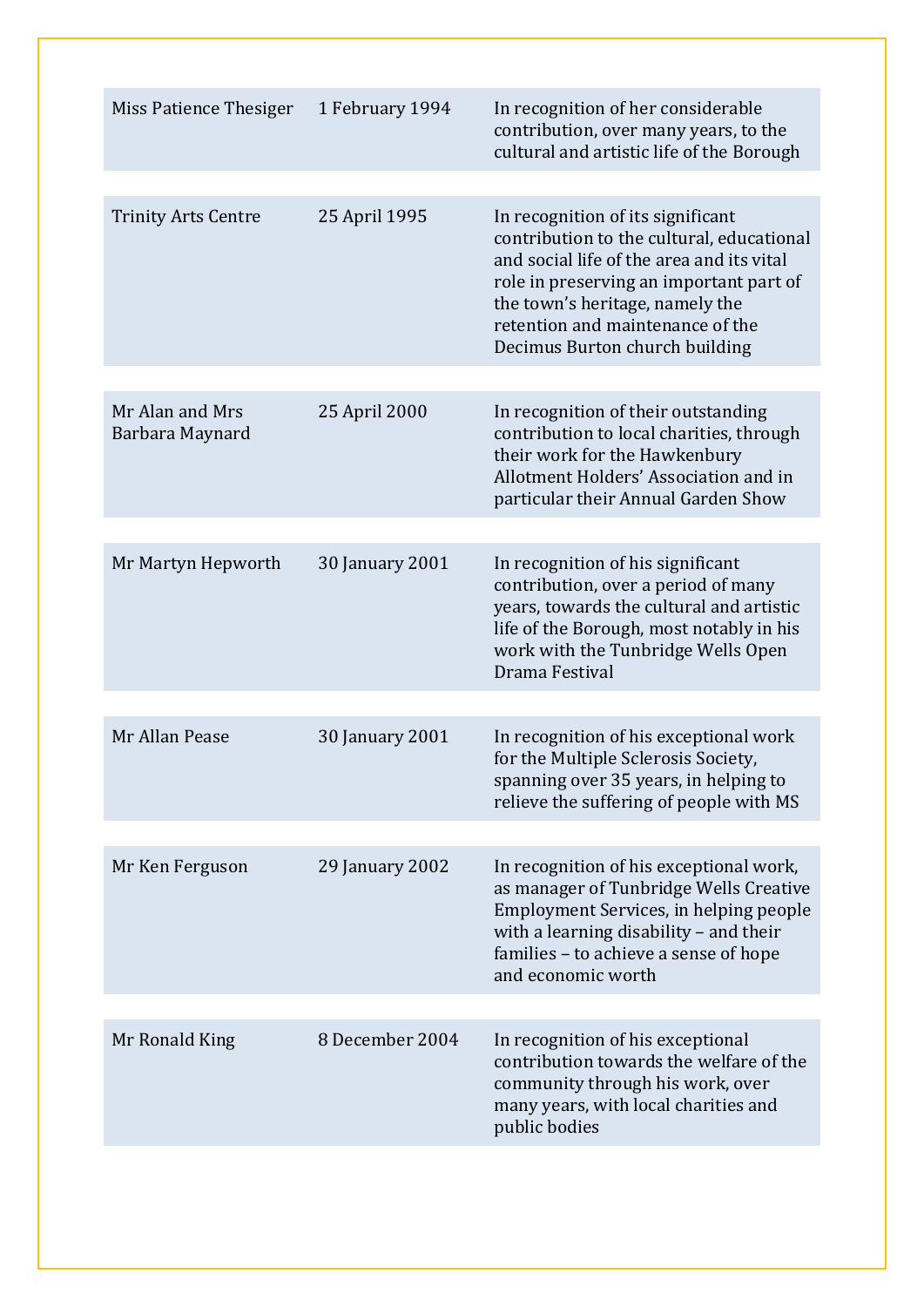| | | |
|---|---|---|
| Miss Patience Thesiger | 1 February 1994 | In recognition of her considerable contribution, over many years, to the cultural and artistic life of the Borough |
| Trinity Arts Centre | 25 April 1995 | In recognition of its significant contribution to the cultural, educational and social life of the area and its vital role in preserving an important part of the town's heritage, namely the retention and maintenance of the Decimus Burton church building |
| Mr Alan and Mrs Barbara Maynard | 25 April 2000 | In recognition of their outstanding contribution to local charities, through their work for the Hawkenbury Allotment Holders' Association and in particular their Annual Garden Show |
| Mr Martyn Hepworth | 30 January 2001 | In recognition of his significant contribution, over a period of many years, towards the cultural and artistic life of the Borough, most notably in his work with the Tunbridge Wells Open Drama Festival |
| Mr Allan Pease | 30 January 2001 | In recognition of his exceptional work for the Multiple Sclerosis Society, spanning over 35 years, in helping to relieve the suffering of people with MS |
| Mr Ken Ferguson | 29 January 2002 | In recognition of his exceptional work, as manager of Tunbridge Wells Creative Employment Services, in helping people with a learning disability – and their families – to achieve a sense of hope and economic worth |
| Mr Ronald King | 8 December 2004 | In recognition of his exceptional contribution towards the welfare of the community through his work, over many years, with local charities and public bodies |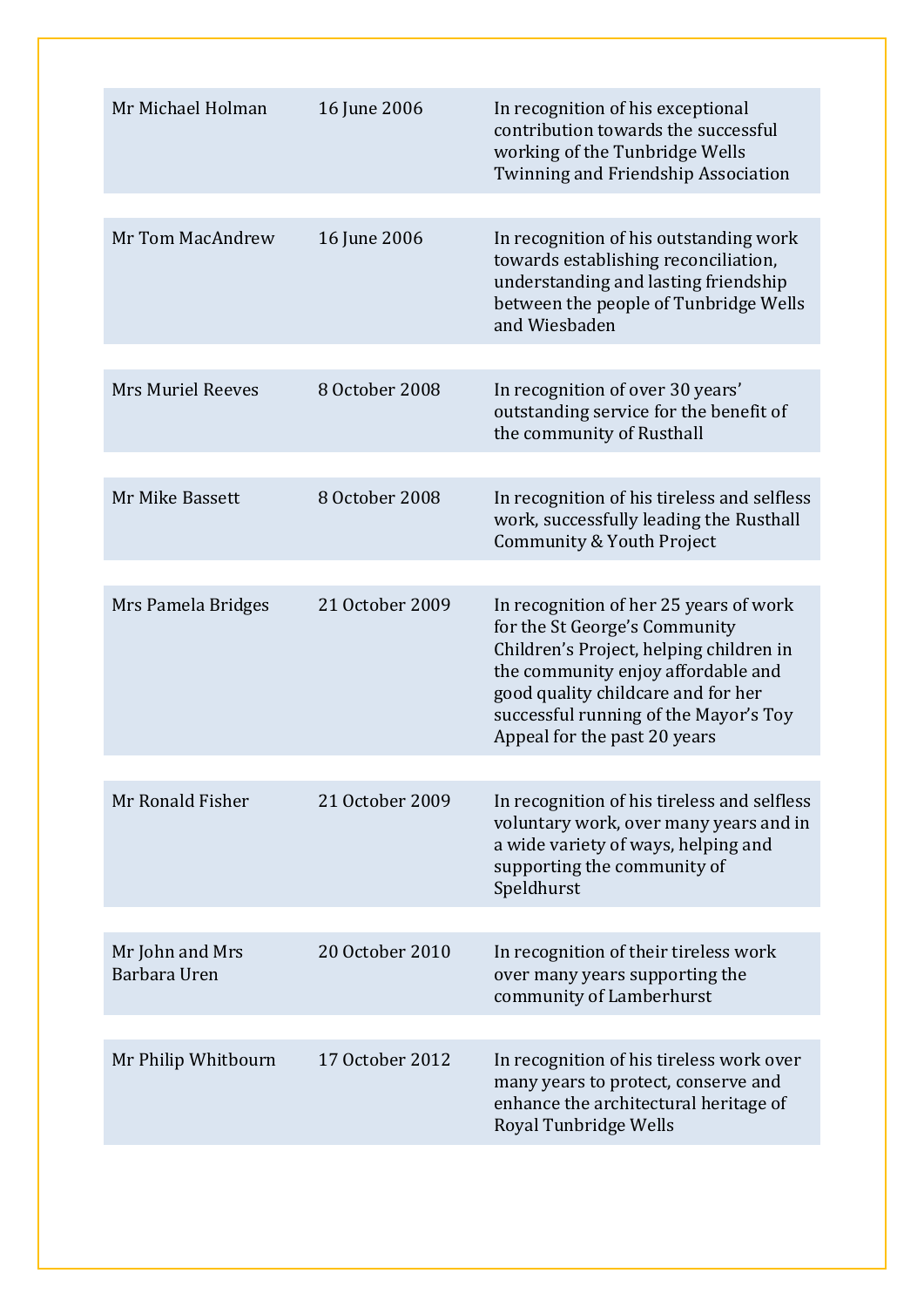| | | |
|---|---|---|
| Mr Michael Holman | 16 June 2006 | In recognition of his exceptional contribution towards the successful working of the Tunbridge Wells Twinning and Friendship Association |
| Mr Tom MacAndrew | 16 June 2006 | In recognition of his outstanding work towards establishing reconciliation, understanding and lasting friendship between the people of Tunbridge Wells and Wiesbaden |
| Mrs Muriel Reeves | 8 October 2008 | In recognition of over 30 years' outstanding service for the benefit of the community of Rusthall |
| Mr Mike Bassett | 8 October 2008 | In recognition of his tireless and selfless work, successfully leading the Rusthall Community & Youth Project |
| Mrs Pamela Bridges | 21 October 2009 | In recognition of her 25 years of work for the St George's Community Children's Project, helping children in the community enjoy affordable and good quality childcare and for her successful running of the Mayor's Toy Appeal for the past 20 years |
| Mr Ronald Fisher | 21 October 2009 | In recognition of his tireless and selfless voluntary work, over many years and in a wide variety of ways, helping and supporting the community of Speldhurst |
| Mr John and Mrs Barbara Uren | 20 October 2010 | In recognition of their tireless work over many years supporting the community of Lamberhurst |
| Mr Philip Whitbourn | 17 October 2012 | In recognition of his tireless work over many years to protect, conserve and enhance the architectural heritage of Royal Tunbridge Wells |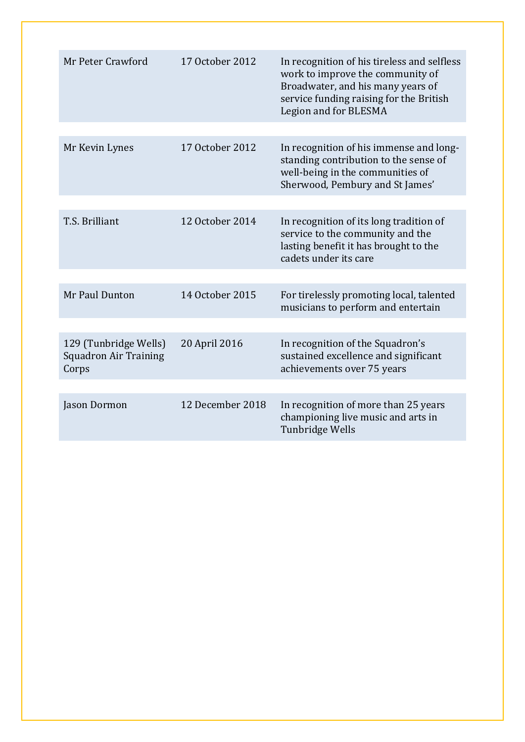| | | |
|---|---|---|
| Mr Peter Crawford | 17 October 2012 | In recognition of his tireless and selfless work to improve the community of Broadwater, and his many years of service funding raising for the British Legion and for BLESMA |
| Mr Kevin Lynes | 17 October 2012 | In recognition of his immense and long-standing contribution to the sense of well-being in the communities of Sherwood, Pembury and St James' |
| T.S. Brilliant | 12 October 2014 | In recognition of its long tradition of service to the community and the lasting benefit it has brought to the cadets under its care |
| Mr Paul Dunton | 14 October 2015 | For tirelessly promoting local, talented musicians to perform and entertain |
| 129 (Tunbridge Wells) Squadron Air Training Corps | 20 April 2016 | In recognition of the Squadron's sustained excellence and significant achievements over 75 years |
| Jason Dormon | 12 December 2018 | In recognition of more than 25 years championing live music and arts in Tunbridge Wells |